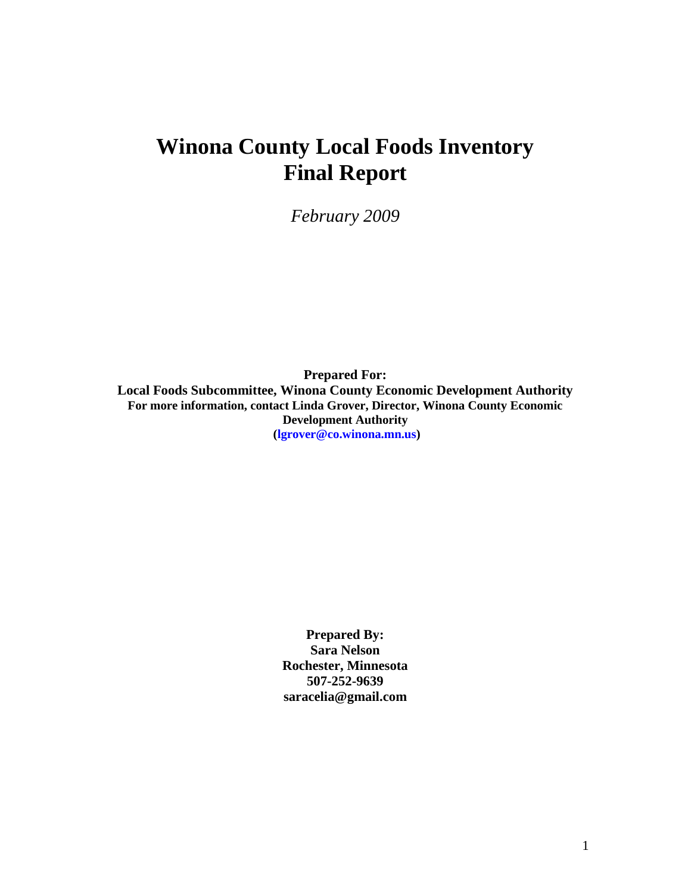# Winona County Local Foods Inventory Final Report

*February 2009*

**Prepared For:**
**Local Foods Subcommittee, Winona County Economic Development Authority**
**For more information, contact Linda Grover, Director, Winona County Economic Development Authority**
**(lgrover@co.winona.mn.us)**

**Prepared By:**
**Sara Nelson**
**Rochester, Minnesota**
**507-252-9639**
**saracelia@gmail.com**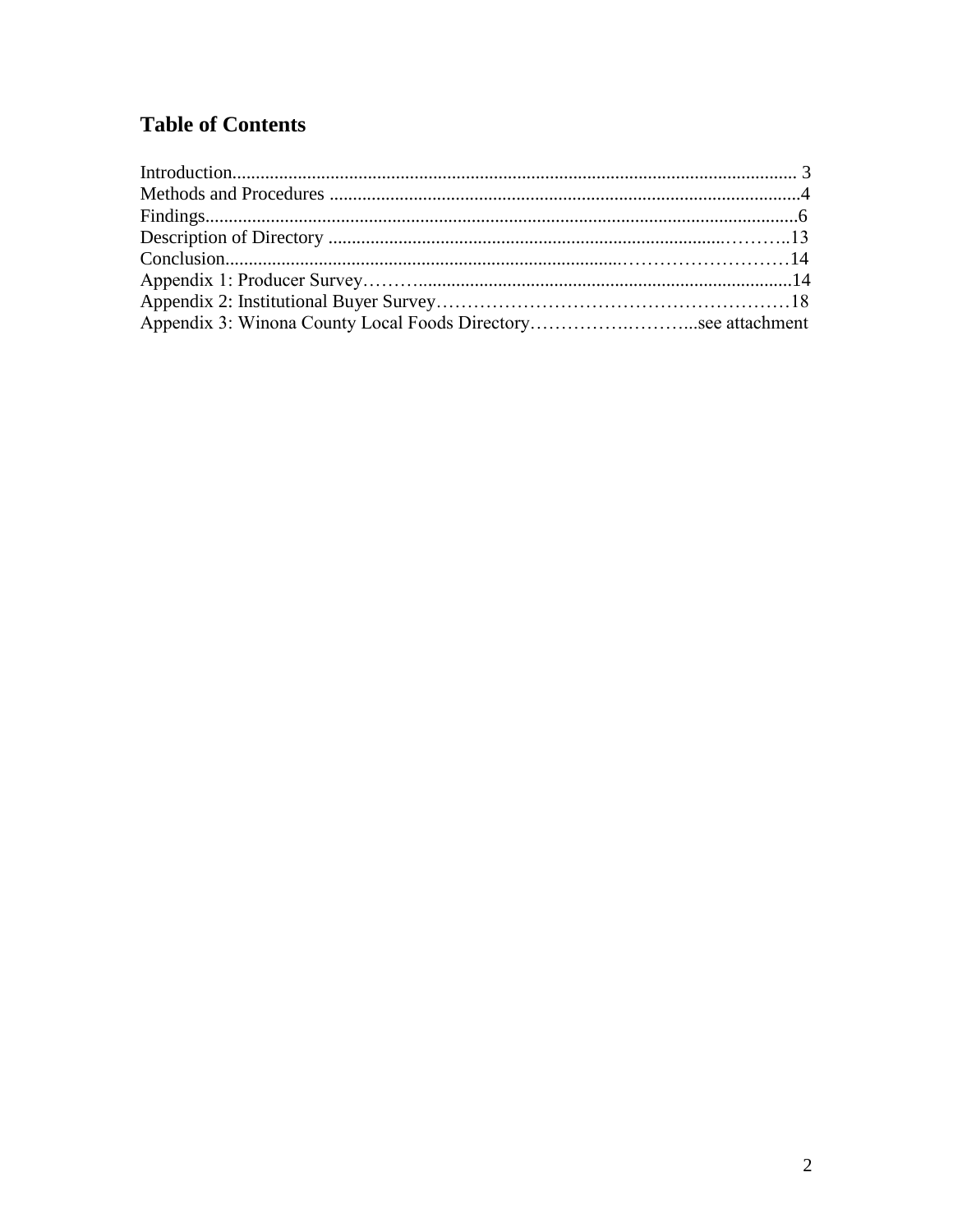# Table of Contents

Introduction........................................................................................................................ 3
Methods and Procedures ....................................................................................................4
Findings..............................................................................................................................6
Description of Directory ...................................................................................………..13
Conclusion.....................................................................................………………………14
Appendix 1: Producer Survey……….................................................................................14
Appendix 2: Institutional Buyer Survey…………………………………………………18
Appendix 3: Winona County Local Foods Directory………….………...see attachment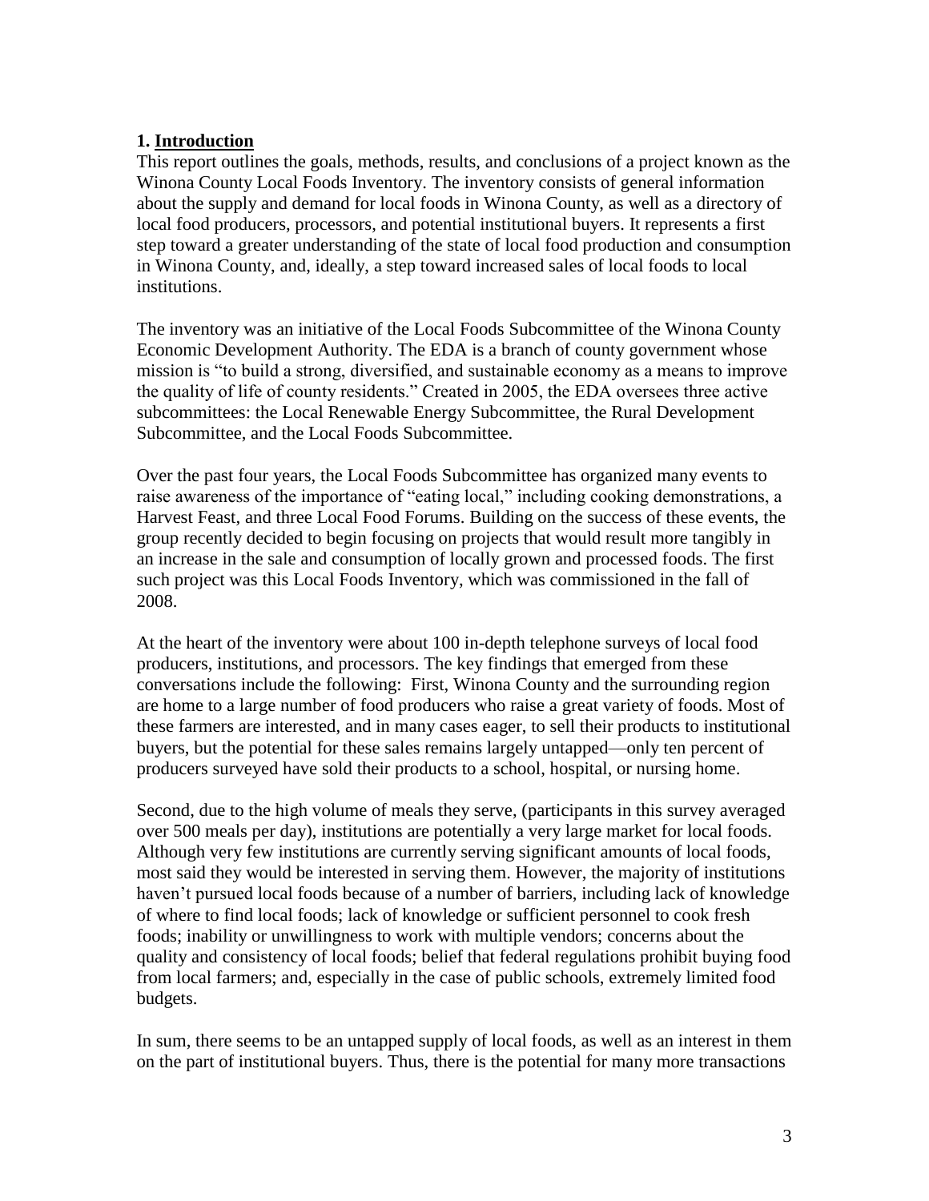## 1. Introduction

This report outlines the goals, methods, results, and conclusions of a project known as the Winona County Local Foods Inventory. The inventory consists of general information about the supply and demand for local foods in Winona County, as well as a directory of local food producers, processors, and potential institutional buyers. It represents a first step toward a greater understanding of the state of local food production and consumption in Winona County, and, ideally, a step toward increased sales of local foods to local institutions.

The inventory was an initiative of the Local Foods Subcommittee of the Winona County Economic Development Authority. The EDA is a branch of county government whose mission is "to build a strong, diversified, and sustainable economy as a means to improve the quality of life of county residents." Created in 2005, the EDA oversees three active subcommittees: the Local Renewable Energy Subcommittee, the Rural Development Subcommittee, and the Local Foods Subcommittee.

Over the past four years, the Local Foods Subcommittee has organized many events to raise awareness of the importance of "eating local," including cooking demonstrations, a Harvest Feast, and three Local Food Forums. Building on the success of these events, the group recently decided to begin focusing on projects that would result more tangibly in an increase in the sale and consumption of locally grown and processed foods. The first such project was this Local Foods Inventory, which was commissioned in the fall of 2008.

At the heart of the inventory were about 100 in-depth telephone surveys of local food producers, institutions, and processors. The key findings that emerged from these conversations include the following: First, Winona County and the surrounding region are home to a large number of food producers who raise a great variety of foods. Most of these farmers are interested, and in many cases eager, to sell their products to institutional buyers, but the potential for these sales remains largely untapped—only ten percent of producers surveyed have sold their products to a school, hospital, or nursing home.

Second, due to the high volume of meals they serve, (participants in this survey averaged over 500 meals per day), institutions are potentially a very large market for local foods. Although very few institutions are currently serving significant amounts of local foods, most said they would be interested in serving them. However, the majority of institutions haven't pursued local foods because of a number of barriers, including lack of knowledge of where to find local foods; lack of knowledge or sufficient personnel to cook fresh foods; inability or unwillingness to work with multiple vendors; concerns about the quality and consistency of local foods; belief that federal regulations prohibit buying food from local farmers; and, especially in the case of public schools, extremely limited food budgets.

In sum, there seems to be an untapped supply of local foods, as well as an interest in them on the part of institutional buyers. Thus, there is the potential for many more transactions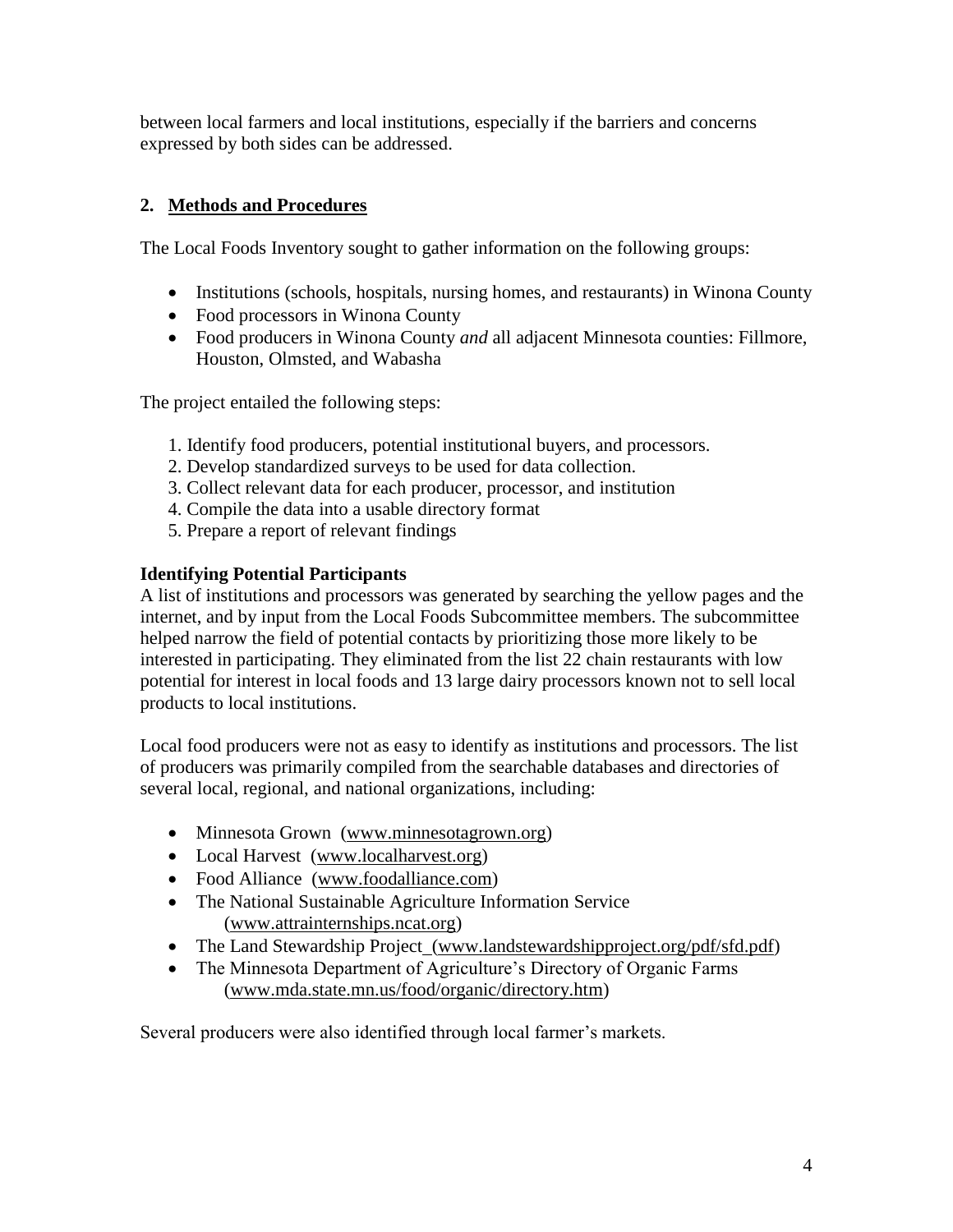between local farmers and local institutions, especially if the barriers and concerns expressed by both sides can be addressed.

## 2. Methods and Procedures

The Local Foods Inventory sought to gather information on the following groups:

- Institutions (schools, hospitals, nursing homes, and restaurants) in Winona County
- Food processors in Winona County
- Food producers in Winona County *and* all adjacent Minnesota counties: Fillmore, Houston, Olmsted, and Wabasha

The project entailed the following steps:

1. Identify food producers, potential institutional buyers, and processors.
2. Develop standardized surveys to be used for data collection.
3. Collect relevant data for each producer, processor, and institution
4. Compile the data into a usable directory format
5. Prepare a report of relevant findings

### Identifying Potential Participants

A list of institutions and processors was generated by searching the yellow pages and the internet, and by input from the Local Foods Subcommittee members. The subcommittee helped narrow the field of potential contacts by prioritizing those more likely to be interested in participating. They eliminated from the list 22 chain restaurants with low potential for interest in local foods and 13 large dairy processors known not to sell local products to local institutions.

Local food producers were not as easy to identify as institutions and processors. The list of producers was primarily compiled from the searchable databases and directories of several local, regional, and national organizations, including:

- Minnesota Grown (www.minnesotagrown.org)
- Local Harvest (www.localharvest.org)
- Food Alliance (www.foodalliance.com)
- The National Sustainable Agriculture Information Service (www.attrainternships.ncat.org)
- The Land Stewardship Project (www.landstewardshipproject.org/pdf/sfd.pdf)
- The Minnesota Department of Agriculture's Directory of Organic Farms (www.mda.state.mn.us/food/organic/directory.htm)

Several producers were also identified through local farmer's markets.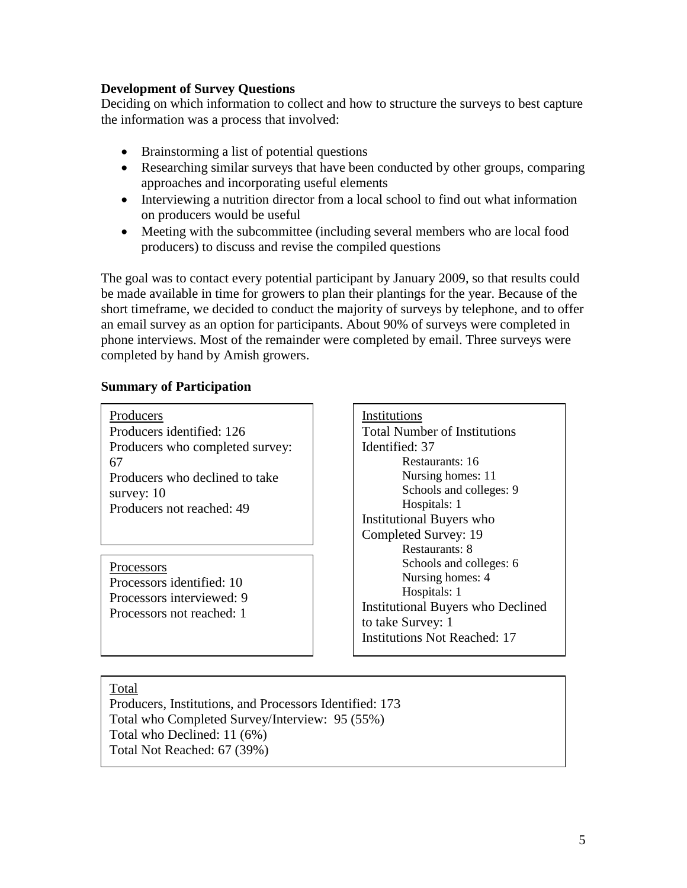**Development of Survey Questions**

Deciding on which information to collect and how to structure the surveys to best capture the information was a process that involved:

- Brainstorming a list of potential questions
- Researching similar surveys that have been conducted by other groups, comparing approaches and incorporating useful elements
- Interviewing a nutrition director from a local school to find out what information on producers would be useful
- Meeting with the subcommittee (including several members who are local food producers) to discuss and revise the compiled questions

The goal was to contact every potential participant by January 2009, so that results could be made available in time for growers to plan their plantings for the year. Because of the short timeframe, we decided to conduct the majority of surveys by telephone, and to offer an email survey as an option for participants. About 90% of surveys were completed in phone interviews. Most of the remainder were completed by email. Three surveys were completed by hand by Amish growers.

**Summary of Participation**

Producers
Producers identified: 126
Producers who completed survey: 67
Producers who declined to take survey: 10
Producers not reached: 49

Processors
Processors identified: 10
Processors interviewed: 9
Processors not reached: 1

Institutions
Total Number of Institutions Identified: 37
- Restaurants: 16
- Nursing homes: 11
- Schools and colleges: 9
- Hospitals: 1

Institutional Buyers who Completed Survey: 19
- Restaurants: 8
- Schools and colleges: 6
- Nursing homes: 4
- Hospitals: 1

Institutional Buyers who Declined to take Survey: 1
Institutions Not Reached: 17

Total
Producers, Institutions, and Processors Identified: 173
Total who Completed Survey/Interview: 95 (55%)
Total who Declined: 11 (6%)
Total Not Reached: 67 (39%)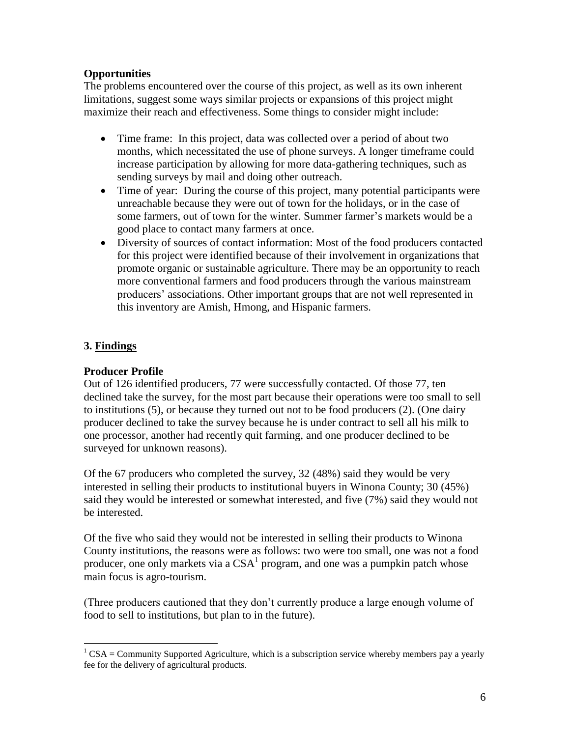**Opportunities**

The problems encountered over the course of this project, as well as its own inherent limitations, suggest some ways similar projects or expansions of this project might maximize their reach and effectiveness. Some things to consider might include:

- Time frame: In this project, data was collected over a period of about two months, which necessitated the use of phone surveys. A longer timeframe could increase participation by allowing for more data-gathering techniques, such as sending surveys by mail and doing other outreach.
- Time of year: During the course of this project, many potential participants were unreachable because they were out of town for the holidays, or in the case of some farmers, out of town for the winter. Summer farmer's markets would be a good place to contact many farmers at once.
- Diversity of sources of contact information: Most of the food producers contacted for this project were identified because of their involvement in organizations that promote organic or sustainable agriculture. There may be an opportunity to reach more conventional farmers and food producers through the various mainstream producers' associations. Other important groups that are not well represented in this inventory are Amish, Hmong, and Hispanic farmers.

## 3. Findings

**Producer Profile**

Out of 126 identified producers, 77 were successfully contacted. Of those 77, ten declined take the survey, for the most part because their operations were too small to sell to institutions (5), or because they turned out not to be food producers (2). (One dairy producer declined to take the survey because he is under contract to sell all his milk to one processor, another had recently quit farming, and one producer declined to be surveyed for unknown reasons).

Of the 67 producers who completed the survey, 32 (48%) said they would be very interested in selling their products to institutional buyers in Winona County; 30 (45%) said they would be interested or somewhat interested, and five (7%) said they would not be interested.

Of the five who said they would not be interested in selling their products to Winona County institutions, the reasons were as follows: two were too small, one was not a food producer, one only markets via a CSA[1] program, and one was a pumpkin patch whose main focus is agro-tourism.

(Three producers cautioned that they don't currently produce a large enough volume of food to sell to institutions, but plan to in the future).

[1] CSA = Community Supported Agriculture, which is a subscription service whereby members pay a yearly fee for the delivery of agricultural products.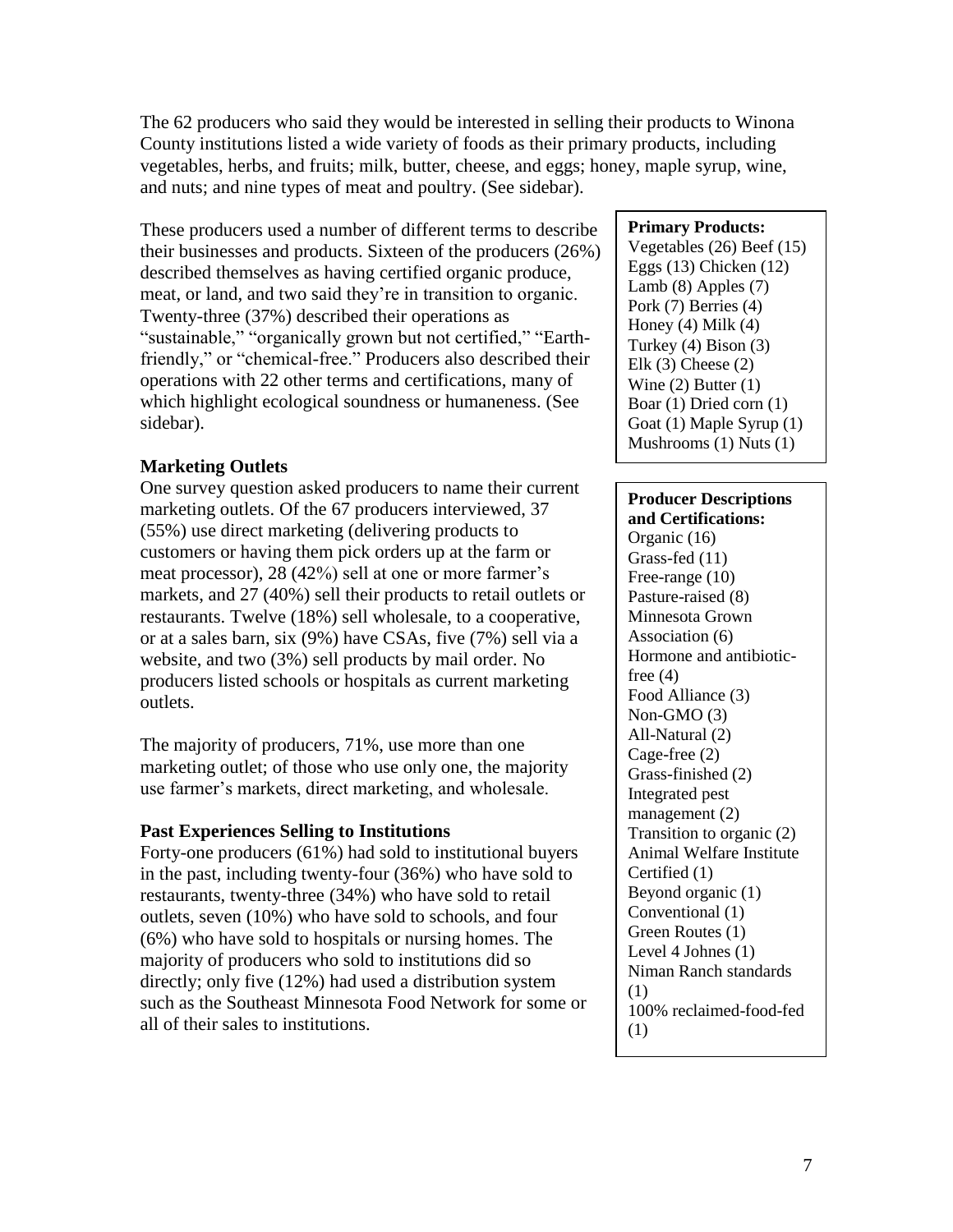The 62 producers who said they would be interested in selling their products to Winona County institutions listed a wide variety of foods as their primary products, including vegetables, herbs, and fruits; milk, butter, cheese, and eggs; honey, maple syrup, wine, and nuts; and nine types of meat and poultry. (See sidebar).

These producers used a number of different terms to describe their businesses and products. Sixteen of the producers (26%) described themselves as having certified organic produce, meat, or land, and two said they're in transition to organic. Twenty-three (37%) described their operations as "sustainable," "organically grown but not certified," "Earth-friendly," or "chemical-free." Producers also described their operations with 22 other terms and certifications, many of which highlight ecological soundness or humaneness. (See sidebar).

**Primary Products:**
Vegetables (26) Beef (15)
Eggs (13) Chicken (12)
Lamb (8) Apples (7)
Pork (7) Berries (4)
Honey (4) Milk (4)
Turkey (4) Bison (3)
Elk (3) Cheese (2)
Wine (2) Butter (1)
Boar (1) Dried corn (1)
Goat (1) Maple Syrup (1)
Mushrooms (1) Nuts (1)

**Producer Descriptions and Certifications:**
Organic (16)
Grass-fed (11)
Free-range (10)
Pasture-raised (8)
Minnesota Grown Association (6)
Hormone and antibiotic-free (4)
Food Alliance (3)
Non-GMO (3)
All-Natural (2)
Cage-free (2)
Grass-finished (2)
Integrated pest management (2)
Transition to organic (2)
Animal Welfare Institute Certified (1)
Beyond organic (1)
Conventional (1)
Green Routes (1)
Level 4 Johnes (1)
Niman Ranch standards (1)
100% reclaimed-food-fed (1)

### Marketing Outlets

One survey question asked producers to name their current marketing outlets. Of the 67 producers interviewed, 37 (55%) use direct marketing (delivering products to customers or having them pick orders up at the farm or meat processor), 28 (42%) sell at one or more farmer's markets, and 27 (40%) sell their products to retail outlets or restaurants. Twelve (18%) sell wholesale, to a cooperative, or at a sales barn, six (9%) have CSAs, five (7%) sell via a website, and two (3%) sell products by mail order. No producers listed schools or hospitals as current marketing outlets.

The majority of producers, 71%, use more than one marketing outlet; of those who use only one, the majority use farmer's markets, direct marketing, and wholesale.

### Past Experiences Selling to Institutions

Forty-one producers (61%) had sold to institutional buyers in the past, including twenty-four (36%) who have sold to restaurants, twenty-three (34%) who have sold to retail outlets, seven (10%) who have sold to schools, and four (6%) who have sold to hospitals or nursing homes. The majority of producers who sold to institutions did so directly; only five (12%) had used a distribution system such as the Southeast Minnesota Food Network for some or all of their sales to institutions.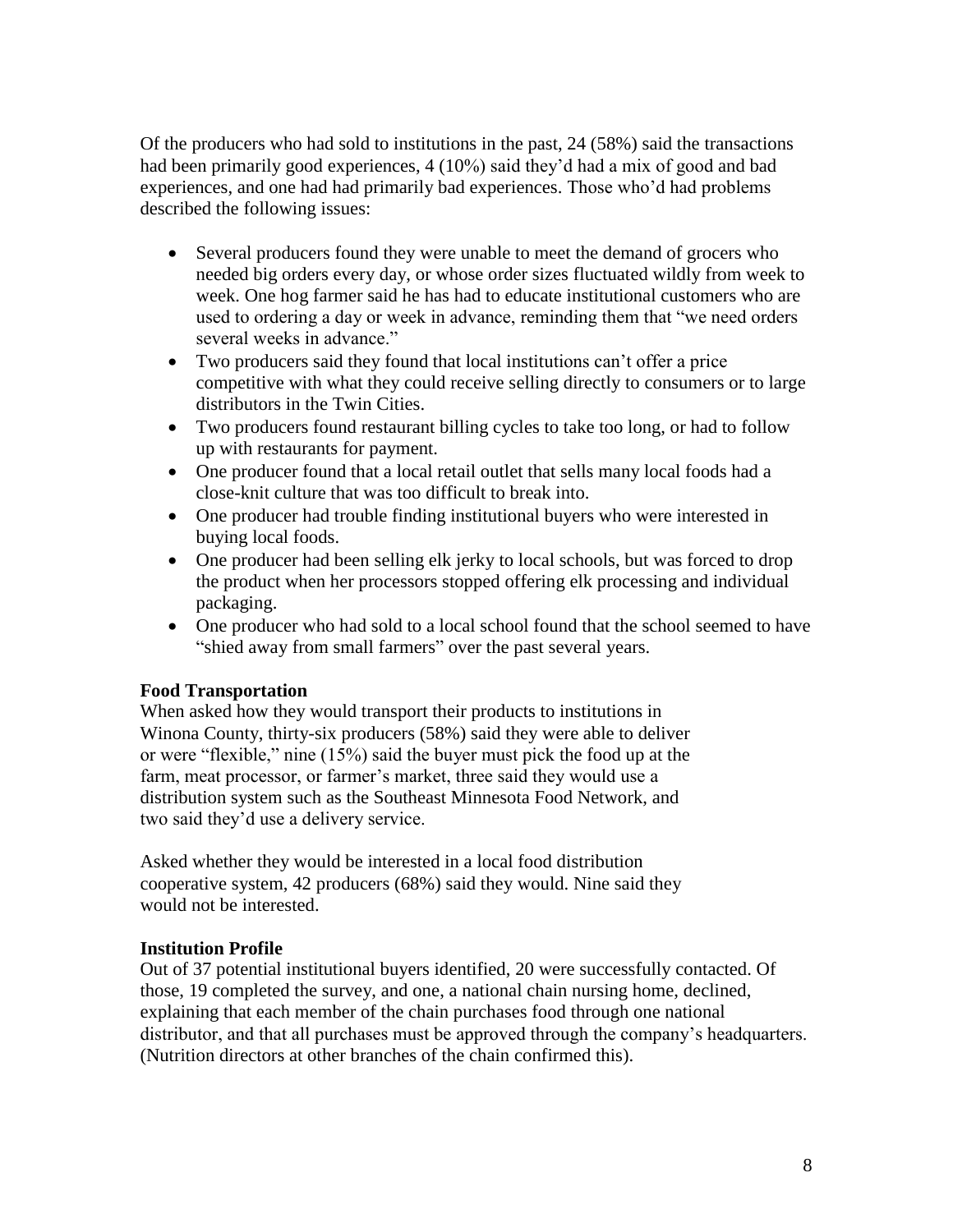Of the producers who had sold to institutions in the past, 24 (58%) said the transactions had been primarily good experiences, 4 (10%) said they'd had a mix of good and bad experiences, and one had had primarily bad experiences. Those who'd had problems described the following issues:

- Several producers found they were unable to meet the demand of grocers who needed big orders every day, or whose order sizes fluctuated wildly from week to week. One hog farmer said he has had to educate institutional customers who are used to ordering a day or week in advance, reminding them that "we need orders several weeks in advance."
- Two producers said they found that local institutions can't offer a price competitive with what they could receive selling directly to consumers or to large distributors in the Twin Cities.
- Two producers found restaurant billing cycles to take too long, or had to follow up with restaurants for payment.
- One producer found that a local retail outlet that sells many local foods had a close-knit culture that was too difficult to break into.
- One producer had trouble finding institutional buyers who were interested in buying local foods.
- One producer had been selling elk jerky to local schools, but was forced to drop the product when her processors stopped offering elk processing and individual packaging.
- One producer who had sold to a local school found that the school seemed to have "shied away from small farmers" over the past several years.

**Food Transportation**

When asked how they would transport their products to institutions in Winona County, thirty-six producers (58%) said they were able to deliver or were "flexible," nine (15%) said the buyer must pick the food up at the farm, meat processor, or farmer's market, three said they would use a distribution system such as the Southeast Minnesota Food Network, and two said they'd use a delivery service.

Asked whether they would be interested in a local food distribution cooperative system, 42 producers (68%) said they would. Nine said they would not be interested.

**Institution Profile**

Out of 37 potential institutional buyers identified, 20 were successfully contacted. Of those, 19 completed the survey, and one, a national chain nursing home, declined, explaining that each member of the chain purchases food through one national distributor, and that all purchases must be approved through the company's headquarters. (Nutrition directors at other branches of the chain confirmed this).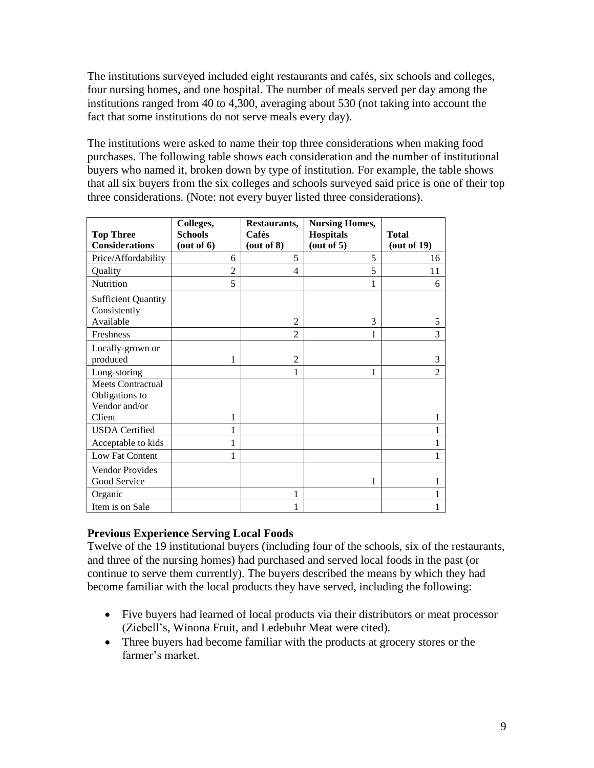The institutions surveyed included eight restaurants and cafés, six schools and colleges, four nursing homes, and one hospital. The number of meals served per day among the institutions ranged from 40 to 4,300, averaging about 530 (not taking into account the fact that some institutions do not serve meals every day).

The institutions were asked to name their top three considerations when making food purchases. The following table shows each consideration and the number of institutional buyers who named it, broken down by type of institution. For example, the table shows that all six buyers from the six colleges and schools surveyed said price is one of their top three considerations. (Note: not every buyer listed three considerations).

| Top Three Considerations | Colleges, Schools (out of 6) | Restaurants, Cafés (out of 8) | Nursing Homes, Hospitals (out of 5) | Total (out of 19) |
|---|---|---|---|---|
| Price/Affordability | 6 | 5 | 5 | 16 |
| Quality | 2 | 4 | 5 | 11 |
| Nutrition | 5 | | 1 | 6 |
| Sufficient Quantity Consistently Available | | 2 | 3 | 5 |
| Freshness | | 2 | 1 | 3 |
| Locally-grown or produced | 1 | 2 | | 3 |
| Long-storing | | 1 | 1 | 2 |
| Meets Contractual Obligations to Vendor and/or Client | 1 | | | 1 |
| USDA Certified | 1 | | | 1 |
| Acceptable to kids | 1 | | | 1 |
| Low Fat Content | 1 | | | 1 |
| Vendor Provides Good Service | | | 1 | 1 |
| Organic | | 1 | | 1 |
| Item is on Sale | | 1 | | 1 |

**Previous Experience Serving Local Foods**

Twelve of the 19 institutional buyers (including four of the schools, six of the restaurants, and three of the nursing homes) had purchased and served local foods in the past (or continue to serve them currently). The buyers described the means by which they had become familiar with the local products they have served, including the following:

- Five buyers had learned of local products via their distributors or meat processor (Ziebell's, Winona Fruit, and Ledebuhr Meat were cited).
- Three buyers had become familiar with the products at grocery stores or the farmer's market.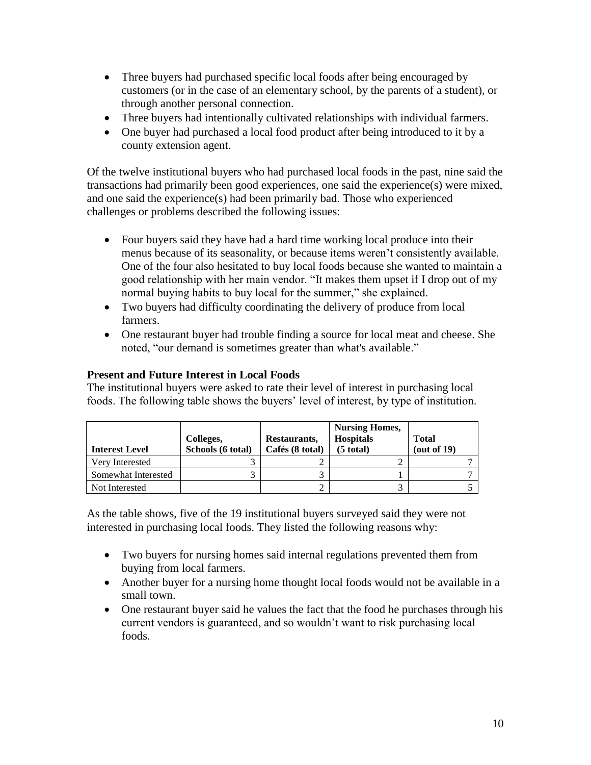- Three buyers had purchased specific local foods after being encouraged by customers (or in the case of an elementary school, by the parents of a student), or through another personal connection.
- Three buyers had intentionally cultivated relationships with individual farmers.
- One buyer had purchased a local food product after being introduced to it by a county extension agent.

Of the twelve institutional buyers who had purchased local foods in the past, nine said the transactions had primarily been good experiences, one said the experience(s) were mixed, and one said the experience(s) had been primarily bad. Those who experienced challenges or problems described the following issues:

- Four buyers said they have had a hard time working local produce into their menus because of its seasonality, or because items weren't consistently available. One of the four also hesitated to buy local foods because she wanted to maintain a good relationship with her main vendor. "It makes them upset if I drop out of my normal buying habits to buy local for the summer," she explained.
- Two buyers had difficulty coordinating the delivery of produce from local farmers.
- One restaurant buyer had trouble finding a source for local meat and cheese. She noted, "our demand is sometimes greater than what's available."

### Present and Future Interest in Local Foods

The institutional buyers were asked to rate their level of interest in purchasing local foods. The following table shows the buyers' level of interest, by type of institution.

| Interest Level | Colleges, Schools (6 total) | Restaurants, Cafés (8 total) | Nursing Homes, Hospitals (5 total) | Total (out of 19) |
|---|---|---|---|---|
| Very Interested | 3 | 2 | 2 | 7 |
| Somewhat Interested | 3 | 3 | 1 | 7 |
| Not Interested | | 2 | 3 | 5 |

As the table shows, five of the 19 institutional buyers surveyed said they were not interested in purchasing local foods. They listed the following reasons why:

- Two buyers for nursing homes said internal regulations prevented them from buying from local farmers.
- Another buyer for a nursing home thought local foods would not be available in a small town.
- One restaurant buyer said he values the fact that the food he purchases through his current vendors is guaranteed, and so wouldn't want to risk purchasing local foods.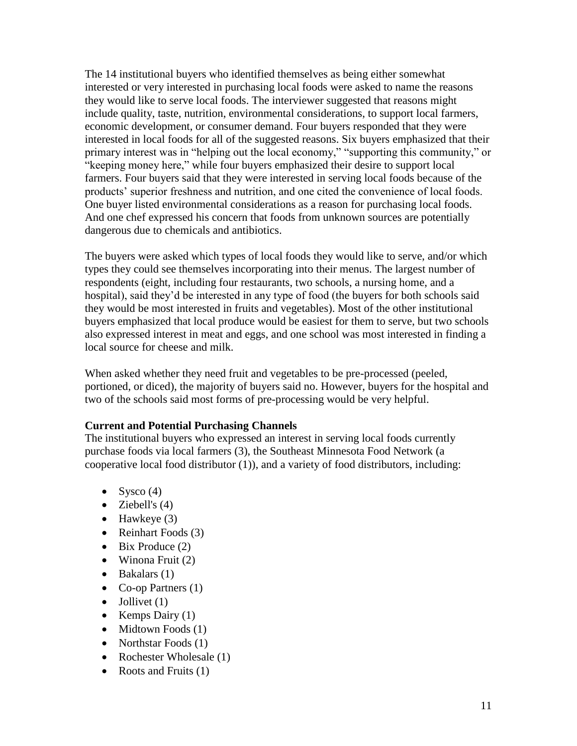The 14 institutional buyers who identified themselves as being either somewhat interested or very interested in purchasing local foods were asked to name the reasons they would like to serve local foods. The interviewer suggested that reasons might include quality, taste, nutrition, environmental considerations, to support local farmers, economic development, or consumer demand. Four buyers responded that they were interested in local foods for all of the suggested reasons. Six buyers emphasized that their primary interest was in "helping out the local economy," "supporting this community," or "keeping money here," while four buyers emphasized their desire to support local farmers. Four buyers said that they were interested in serving local foods because of the products' superior freshness and nutrition, and one cited the convenience of local foods. One buyer listed environmental considerations as a reason for purchasing local foods. And one chef expressed his concern that foods from unknown sources are potentially dangerous due to chemicals and antibiotics.

The buyers were asked which types of local foods they would like to serve, and/or which types they could see themselves incorporating into their menus. The largest number of respondents (eight, including four restaurants, two schools, a nursing home, and a hospital), said they'd be interested in any type of food (the buyers for both schools said they would be most interested in fruits and vegetables). Most of the other institutional buyers emphasized that local produce would be easiest for them to serve, but two schools also expressed interest in meat and eggs, and one school was most interested in finding a local source for cheese and milk.

When asked whether they need fruit and vegetables to be pre-processed (peeled, portioned, or diced), the majority of buyers said no. However, buyers for the hospital and two of the schools said most forms of pre-processing would be very helpful.

**Current and Potential Purchasing Channels**

The institutional buyers who expressed an interest in serving local foods currently purchase foods via local farmers (3), the Southeast Minnesota Food Network (a cooperative local food distributor (1)), and a variety of food distributors, including:

- Sysco (4)
- Ziebell's (4)
- Hawkeye (3)
- Reinhart Foods (3)
- Bix Produce (2)
- Winona Fruit (2)
- Bakalars (1)
- Co-op Partners (1)
- Jollivet (1)
- Kemps Dairy (1)
- Midtown Foods (1)
- Northstar Foods (1)
- Rochester Wholesale (1)
- Roots and Fruits (1)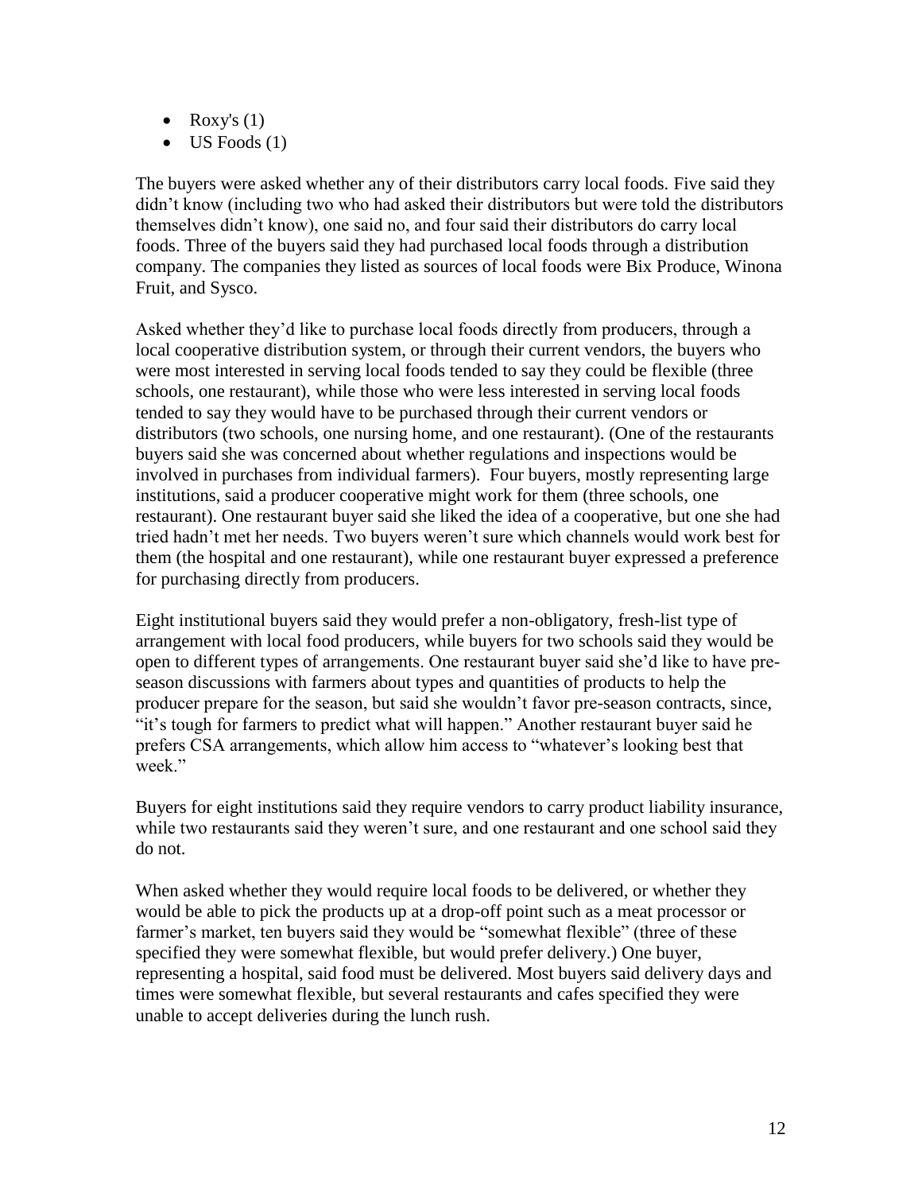- Roxy's (1)
- US Foods (1)

The buyers were asked whether any of their distributors carry local foods. Five said they didn't know (including two who had asked their distributors but were told the distributors themselves didn't know), one said no, and four said their distributors do carry local foods. Three of the buyers said they had purchased local foods through a distribution company. The companies they listed as sources of local foods were Bix Produce, Winona Fruit, and Sysco.

Asked whether they'd like to purchase local foods directly from producers, through a local cooperative distribution system, or through their current vendors, the buyers who were most interested in serving local foods tended to say they could be flexible (three schools, one restaurant), while those who were less interested in serving local foods tended to say they would have to be purchased through their current vendors or distributors (two schools, one nursing home, and one restaurant). (One of the restaurants buyers said she was concerned about whether regulations and inspections would be involved in purchases from individual farmers). Four buyers, mostly representing large institutions, said a producer cooperative might work for them (three schools, one restaurant). One restaurant buyer said she liked the idea of a cooperative, but one she had tried hadn't met her needs. Two buyers weren't sure which channels would work best for them (the hospital and one restaurant), while one restaurant buyer expressed a preference for purchasing directly from producers.

Eight institutional buyers said they would prefer a non-obligatory, fresh-list type of arrangement with local food producers, while buyers for two schools said they would be open to different types of arrangements. One restaurant buyer said she'd like to have pre-season discussions with farmers about types and quantities of products to help the producer prepare for the season, but said she wouldn't favor pre-season contracts, since, "it's tough for farmers to predict what will happen." Another restaurant buyer said he prefers CSA arrangements, which allow him access to "whatever's looking best that week."

Buyers for eight institutions said they require vendors to carry product liability insurance, while two restaurants said they weren't sure, and one restaurant and one school said they do not.

When asked whether they would require local foods to be delivered, or whether they would be able to pick the products up at a drop-off point such as a meat processor or farmer's market, ten buyers said they would be "somewhat flexible" (three of these specified they were somewhat flexible, but would prefer delivery.) One buyer, representing a hospital, said food must be delivered. Most buyers said delivery days and times were somewhat flexible, but several restaurants and cafes specified they were unable to accept deliveries during the lunch rush.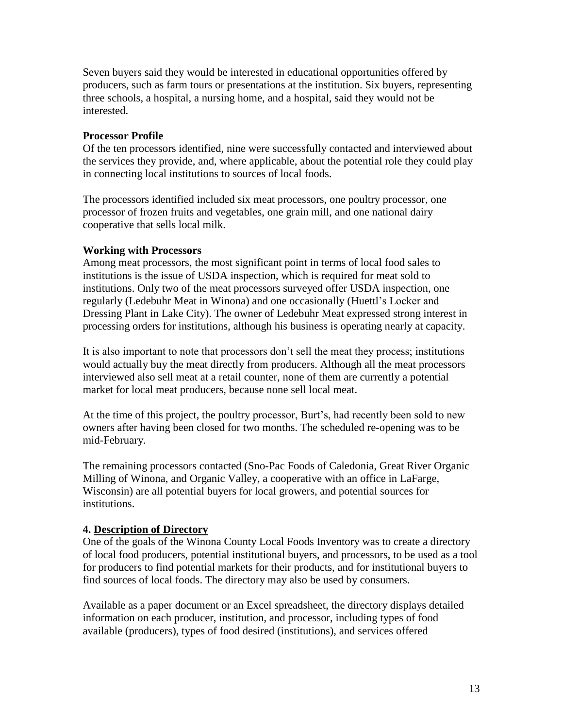Seven buyers said they would be interested in educational opportunities offered by producers, such as farm tours or presentations at the institution. Six buyers, representing three schools, a hospital, a nursing home, and a hospital, said they would not be interested.

**Processor Profile**

Of the ten processors identified, nine were successfully contacted and interviewed about the services they provide, and, where applicable, about the potential role they could play in connecting local institutions to sources of local foods.

The processors identified included six meat processors, one poultry processor, one processor of frozen fruits and vegetables, one grain mill, and one national dairy cooperative that sells local milk.

**Working with Processors**

Among meat processors, the most significant point in terms of local food sales to institutions is the issue of USDA inspection, which is required for meat sold to institutions. Only two of the meat processors surveyed offer USDA inspection, one regularly (Ledebuhr Meat in Winona) and one occasionally (Huettl's Locker and Dressing Plant in Lake City). The owner of Ledebuhr Meat expressed strong interest in processing orders for institutions, although his business is operating nearly at capacity.

It is also important to note that processors don't sell the meat they process; institutions would actually buy the meat directly from producers. Although all the meat processors interviewed also sell meat at a retail counter, none of them are currently a potential market for local meat producers, because none sell local meat.

At the time of this project, the poultry processor, Burt's, had recently been sold to new owners after having been closed for two months. The scheduled re-opening was to be mid-February.

The remaining processors contacted (Sno-Pac Foods of Caledonia, Great River Organic Milling of Winona, and Organic Valley, a cooperative with an office in LaFarge, Wisconsin) are all potential buyers for local growers, and potential sources for institutions.

## 4. <u>Description of Directory</u>

One of the goals of the Winona County Local Foods Inventory was to create a directory of local food producers, potential institutional buyers, and processors, to be used as a tool for producers to find potential markets for their products, and for institutional buyers to find sources of local foods. The directory may also be used by consumers.

Available as a paper document or an Excel spreadsheet, the directory displays detailed information on each producer, institution, and processor, including types of food available (producers), types of food desired (institutions), and services offered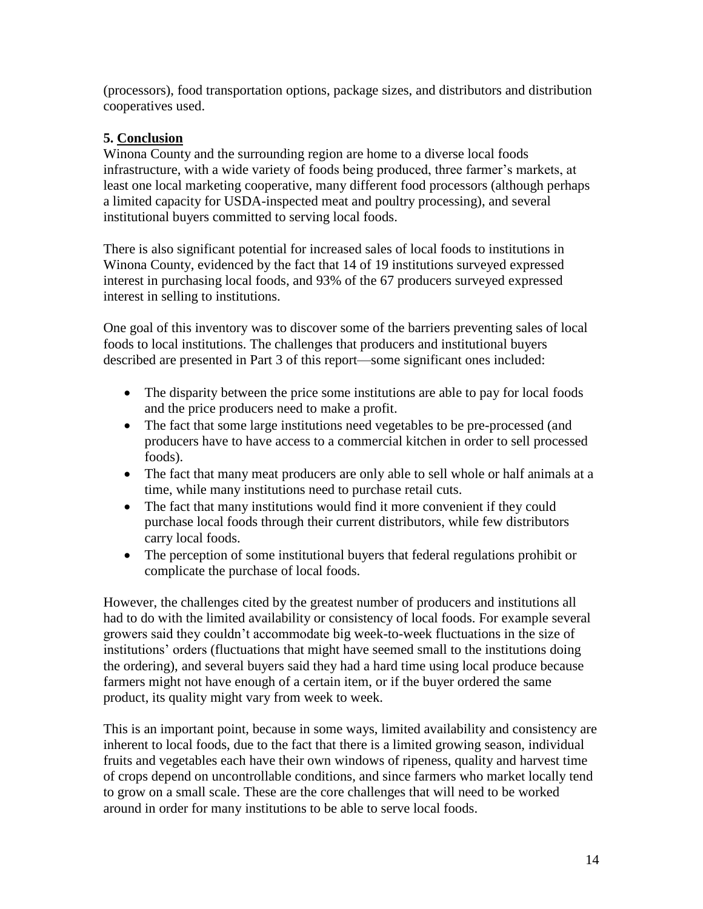(processors), food transportation options, package sizes, and distributors and distribution cooperatives used.

## 5. Conclusion

Winona County and the surrounding region are home to a diverse local foods infrastructure, with a wide variety of foods being produced, three farmer's markets, at least one local marketing cooperative, many different food processors (although perhaps a limited capacity for USDA-inspected meat and poultry processing), and several institutional buyers committed to serving local foods.

There is also significant potential for increased sales of local foods to institutions in Winona County, evidenced by the fact that 14 of 19 institutions surveyed expressed interest in purchasing local foods, and 93% of the 67 producers surveyed expressed interest in selling to institutions.

One goal of this inventory was to discover some of the barriers preventing sales of local foods to local institutions. The challenges that producers and institutional buyers described are presented in Part 3 of this report—some significant ones included:

- The disparity between the price some institutions are able to pay for local foods and the price producers need to make a profit.
- The fact that some large institutions need vegetables to be pre-processed (and producers have to have access to a commercial kitchen in order to sell processed foods).
- The fact that many meat producers are only able to sell whole or half animals at a time, while many institutions need to purchase retail cuts.
- The fact that many institutions would find it more convenient if they could purchase local foods through their current distributors, while few distributors carry local foods.
- The perception of some institutional buyers that federal regulations prohibit or complicate the purchase of local foods.

However, the challenges cited by the greatest number of producers and institutions all had to do with the limited availability or consistency of local foods. For example several growers said they couldn't accommodate big week-to-week fluctuations in the size of institutions' orders (fluctuations that might have seemed small to the institutions doing the ordering), and several buyers said they had a hard time using local produce because farmers might not have enough of a certain item, or if the buyer ordered the same product, its quality might vary from week to week.

This is an important point, because in some ways, limited availability and consistency are inherent to local foods, due to the fact that there is a limited growing season, individual fruits and vegetables each have their own windows of ripeness, quality and harvest time of crops depend on uncontrollable conditions, and since farmers who market locally tend to grow on a small scale. These are the core challenges that will need to be worked around in order for many institutions to be able to serve local foods.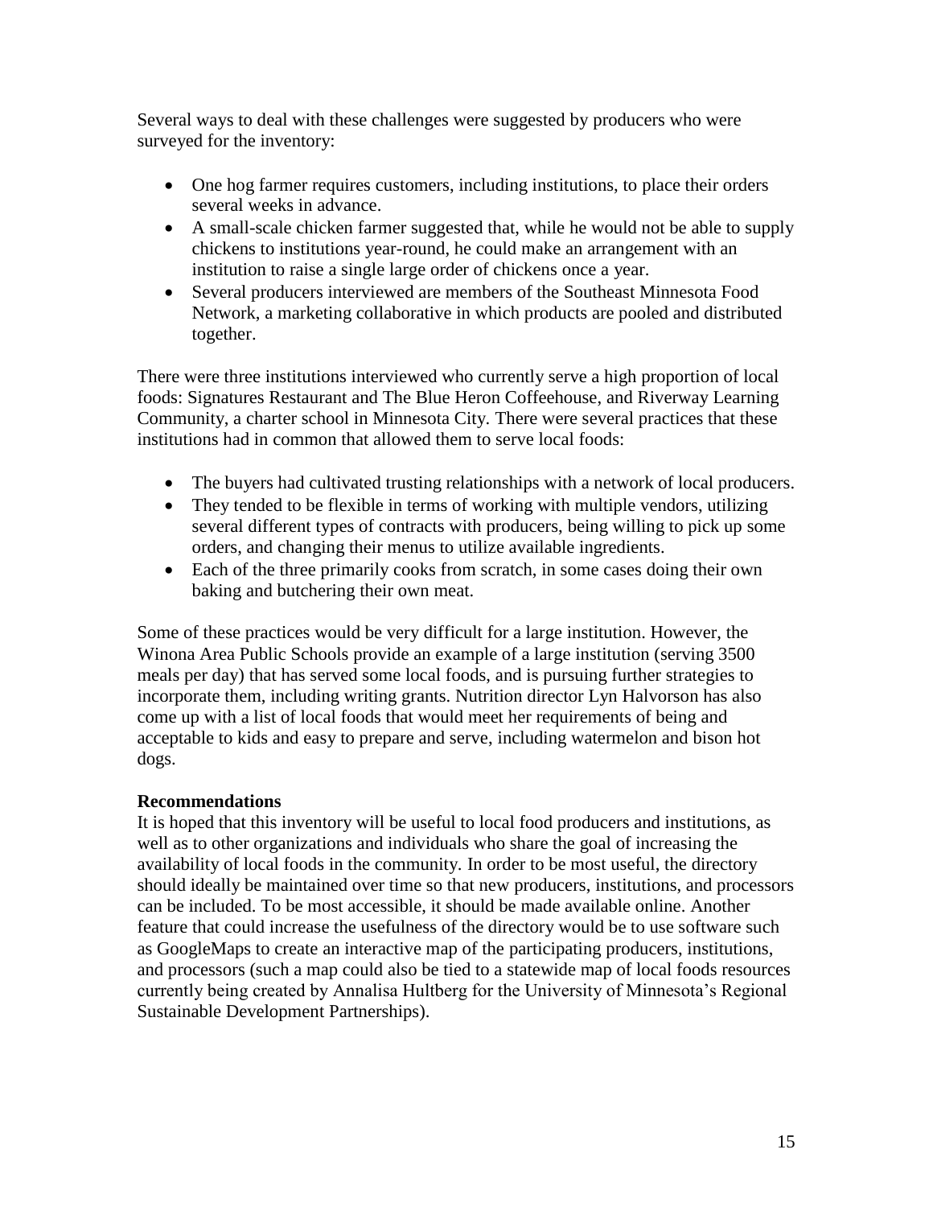Several ways to deal with these challenges were suggested by producers who were surveyed for the inventory:

- One hog farmer requires customers, including institutions, to place their orders several weeks in advance.
- A small-scale chicken farmer suggested that, while he would not be able to supply chickens to institutions year-round, he could make an arrangement with an institution to raise a single large order of chickens once a year.
- Several producers interviewed are members of the Southeast Minnesota Food Network, a marketing collaborative in which products are pooled and distributed together.

There were three institutions interviewed who currently serve a high proportion of local foods: Signatures Restaurant and The Blue Heron Coffeehouse, and Riverway Learning Community, a charter school in Minnesota City. There were several practices that these institutions had in common that allowed them to serve local foods:

- The buyers had cultivated trusting relationships with a network of local producers.
- They tended to be flexible in terms of working with multiple vendors, utilizing several different types of contracts with producers, being willing to pick up some orders, and changing their menus to utilize available ingredients.
- Each of the three primarily cooks from scratch, in some cases doing their own baking and butchering their own meat.

Some of these practices would be very difficult for a large institution. However, the Winona Area Public Schools provide an example of a large institution (serving 3500 meals per day) that has served some local foods, and is pursuing further strategies to incorporate them, including writing grants. Nutrition director Lyn Halvorson has also come up with a list of local foods that would meet her requirements of being and acceptable to kids and easy to prepare and serve, including watermelon and bison hot dogs.

**Recommendations**

It is hoped that this inventory will be useful to local food producers and institutions, as well as to other organizations and individuals who share the goal of increasing the availability of local foods in the community. In order to be most useful, the directory should ideally be maintained over time so that new producers, institutions, and processors can be included. To be most accessible, it should be made available online. Another feature that could increase the usefulness of the directory would be to use software such as GoogleMaps to create an interactive map of the participating producers, institutions, and processors (such a map could also be tied to a statewide map of local foods resources currently being created by Annalisa Hultberg for the University of Minnesota's Regional Sustainable Development Partnerships).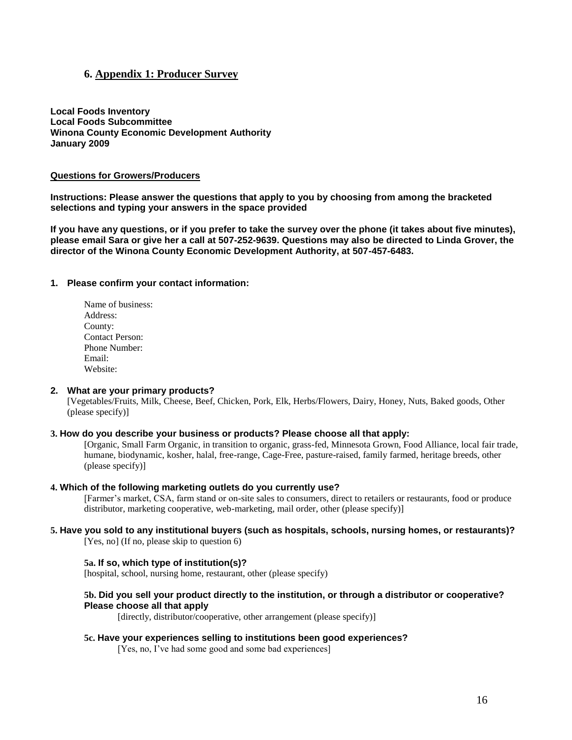## 6. Appendix 1: Producer Survey

**Local Foods Inventory**
**Local Foods Subcommittee**
**Winona County Economic Development Authority**
**January 2009**

**Questions for Growers/Producers**

**Instructions: Please answer the questions that apply to you by choosing from among the bracketed selections and typing your answers in the space provided**

**If you have any questions, or if you prefer to take the survey over the phone (it takes about five minutes), please email Sara or give her a call at 507-252-9639. Questions may also be directed to Linda Grover, the director of the Winona County Economic Development Authority, at 507-457-6483.**

**1. Please confirm your contact information:**

Name of business:
Address:
County:
Contact Person:
Phone Number:
Email:
Website:

**2. What are your primary products?**
[Vegetables/Fruits, Milk, Cheese, Beef, Chicken, Pork, Elk, Herbs/Flowers, Dairy, Honey, Nuts, Baked goods, Other (please specify)]

**3. How do you describe your business or products? Please choose all that apply:**
[Organic, Small Farm Organic, in transition to organic, grass-fed, Minnesota Grown, Food Alliance, local fair trade, humane, biodynamic, kosher, halal, free-range, Cage-Free, pasture-raised, family farmed, heritage breeds, other (please specify)]

**4. Which of the following marketing outlets do you currently use?**
[Farmer's market, CSA, farm stand or on-site sales to consumers, direct to retailers or restaurants, food or produce distributor, marketing cooperative, web-marketing, mail order, other (please specify)]

**5. Have you sold to any institutional buyers (such as hospitals, schools, nursing homes, or restaurants)?**
[Yes, no] (If no, please skip to question 6)

**5a. If so, which type of institution(s)?**
[hospital, school, nursing home, restaurant, other (please specify)

**5b. Did you sell your product directly to the institution, or through a distributor or cooperative? Please choose all that apply**
[directly, distributor/cooperative, other arrangement (please specify)]

**5c. Have your experiences selling to institutions been good experiences?**
[Yes, no, I've had some good and some bad experiences]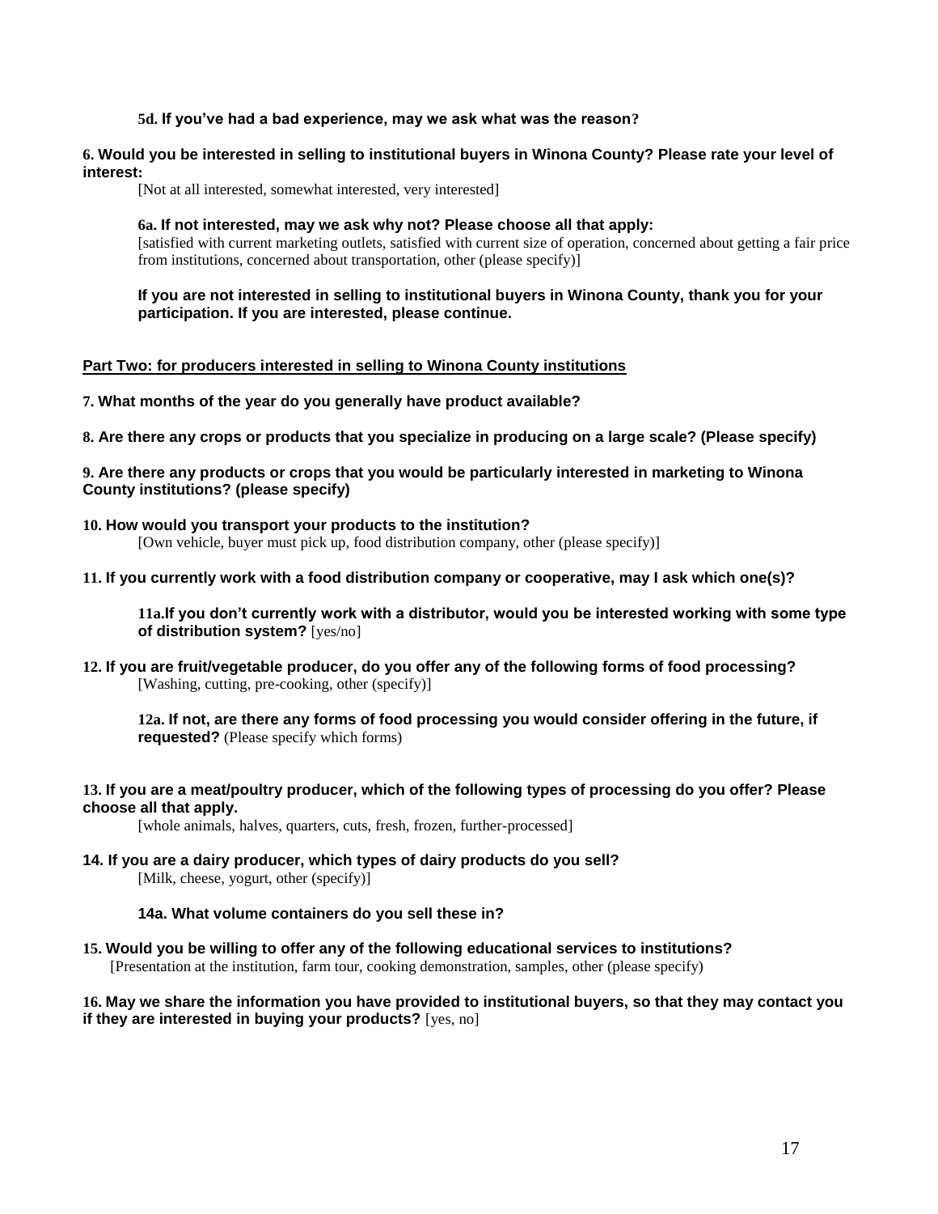**5d. If you've had a bad experience, may we ask what was the reason?**

**6. Would you be interested in selling to institutional buyers in Winona County? Please rate your level of interest:**

[Not at all interested, somewhat interested, very interested]

**6a. If not interested, may we ask why not? Please choose all that apply:**

[satisfied with current marketing outlets, satisfied with current size of operation, concerned about getting a fair price from institutions, concerned about transportation, other (please specify)]

**If you are not interested in selling to institutional buyers in Winona County, thank you for your participation. If you are interested, please continue.**

**<u>Part Two: for producers interested in selling to Winona County institutions</u>**

**7. What months of the year do you generally have product available?**

**8. Are there any crops or products that you specialize in producing on a large scale? (Please specify)**

**9. Are there any products or crops that you would be particularly interested in marketing to Winona County institutions? (please specify)**

**10. How would you transport your products to the institution?**

[Own vehicle, buyer must pick up, food distribution company, other (please specify)]

**11. If you currently work with a food distribution company or cooperative, may I ask which one(s)?**

**11a.If you don't currently work with a distributor, would you be interested working with some type of distribution system?** [yes/no]

**12. If you are fruit/vegetable producer, do you offer any of the following forms of food processing?**

[Washing, cutting, pre-cooking, other (specify)]

**12a. If not, are there any forms of food processing you would consider offering in the future, if requested?** (Please specify which forms)

**13. If you are a meat/poultry producer, which of the following types of processing do you offer? Please choose all that apply.**

[whole animals, halves, quarters, cuts, fresh, frozen, further-processed]

**14. If you are a dairy producer, which types of dairy products do you sell?**

[Milk, cheese, yogurt, other (specify)]

**14a. What volume containers do you sell these in?**

**15. Would you be willing to offer any of the following educational services to institutions?**

[Presentation at the institution, farm tour, cooking demonstration, samples, other (please specify)

**16. May we share the information you have provided to institutional buyers, so that they may contact you if they are interested in buying your products?** [yes, no]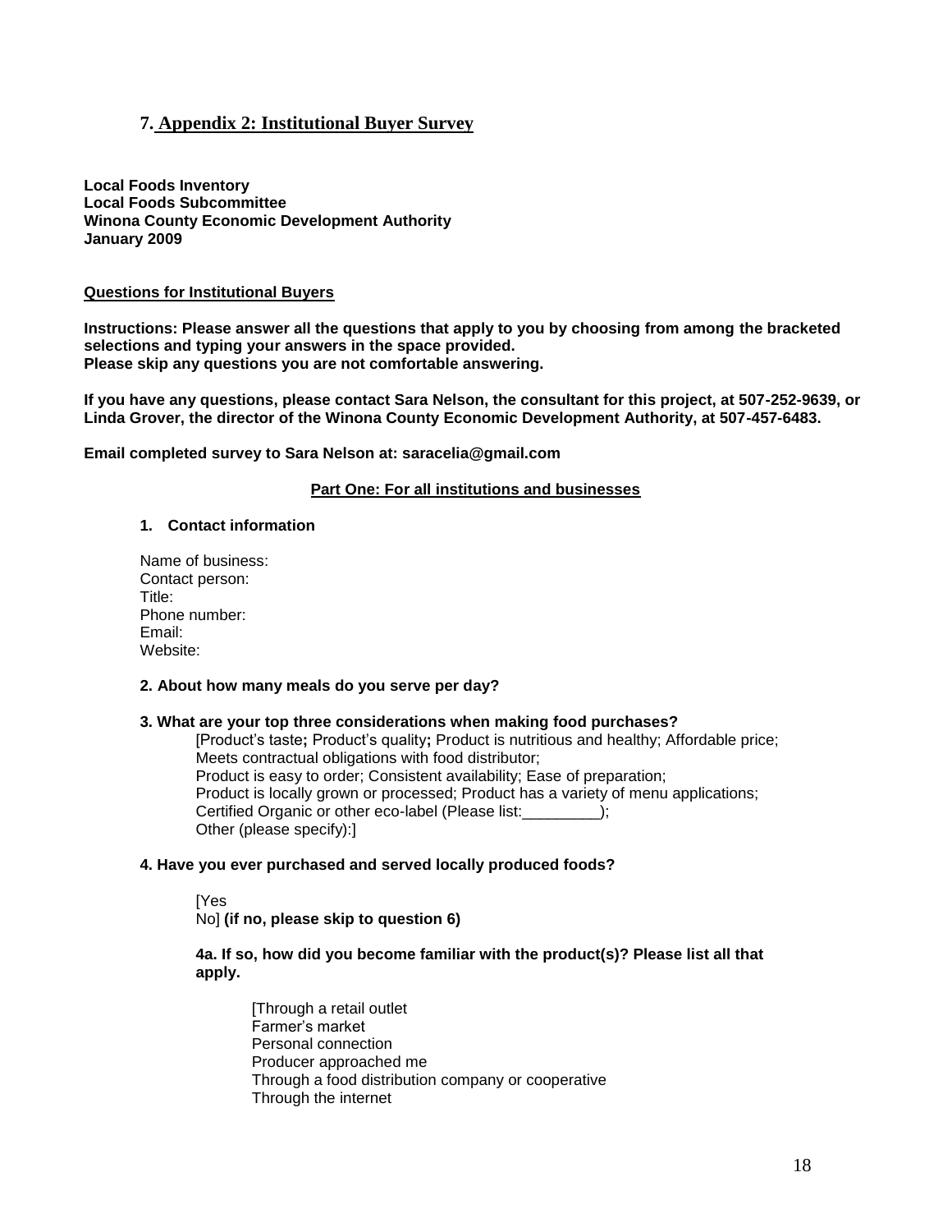## 7. Appendix 2: Institutional Buyer Survey

**Local Foods Inventory**
**Local Foods Subcommittee**
**Winona County Economic Development Authority**
**January 2009**

**Questions for Institutional Buyers**

**Instructions: Please answer all the questions that apply to you by choosing from among the bracketed selections and typing your answers in the space provided.**
**Please skip any questions you are not comfortable answering.**

**If you have any questions, please contact Sara Nelson, the consultant for this project, at 507-252-9639, or Linda Grover, the director of the Winona County Economic Development Authority, at 507-457-6483.**

**Email completed survey to Sara Nelson at: saracelia@gmail.com**

**Part One: For all institutions and businesses**

**1. Contact information**

Name of business:
Contact person:
Title:
Phone number:
Email:
Website:

**2. About how many meals do you serve per day?**

**3. What are your top three considerations when making food purchases?**

[Product's taste**;** Product's quality**;** Product is nutritious and healthy; Affordable price;
Meets contractual obligations with food distributor;
Product is easy to order; Consistent availability; Ease of preparation;
Product is locally grown or processed; Product has a variety of menu applications;
Certified Organic or other eco-label (Please list:_________);
Other (please specify):]

**4. Have you ever purchased and served locally produced foods?**

[Yes
No] **(if no, please skip to question 6)**

**4a. If so, how did you become familiar with the product(s)? Please list all that apply.**

[Through a retail outlet
Farmer's market
Personal connection
Producer approached me
Through a food distribution company or cooperative
Through the internet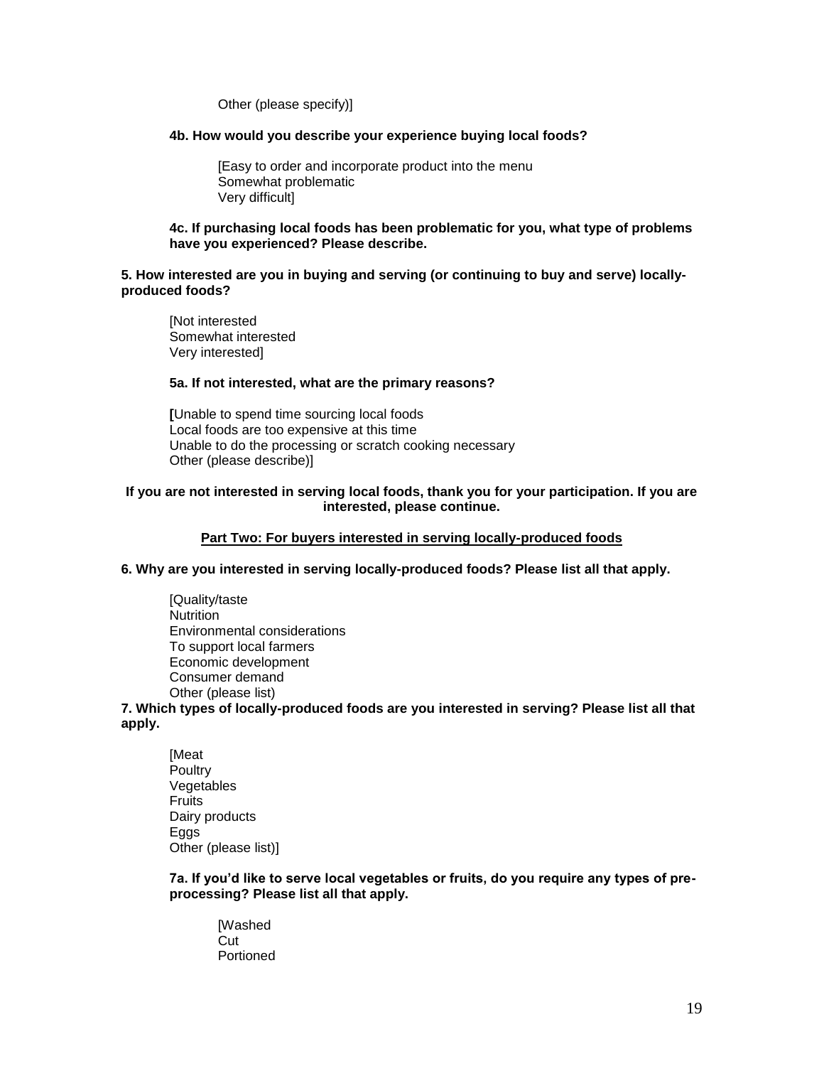Other (please specify)]

**4b. How would you describe your experience buying local foods?**

[Easy to order and incorporate product into the menu
Somewhat problematic
Very difficult]

**4c. If purchasing local foods has been problematic for you, what type of problems have you experienced? Please describe.**

**5. How interested are you in buying and serving (or continuing to buy and serve) locally-produced foods?**

[Not interested
Somewhat interested
Very interested]

**5a. If not interested, what are the primary reasons?**

**[**Unable to spend time sourcing local foods
Local foods are too expensive at this time
Unable to do the processing or scratch cooking necessary
Other (please describe)]

**If you are not interested in serving local foods, thank you for your participation. If you are interested, please continue.**

## Part Two: For buyers interested in serving locally-produced foods

**6. Why are you interested in serving locally-produced foods? Please list all that apply.**

[Quality/taste
Nutrition
Environmental considerations
To support local farmers
Economic development
Consumer demand
Other (please list)

**7. Which types of locally-produced foods are you interested in serving? Please list all that apply.**

[Meat
Poultry
Vegetables
Fruits
Dairy products
Eggs
Other (please list)]

**7a. If you'd like to serve local vegetables or fruits, do you require any types of pre-processing? Please list all that apply.**

[Washed
Cut
Portioned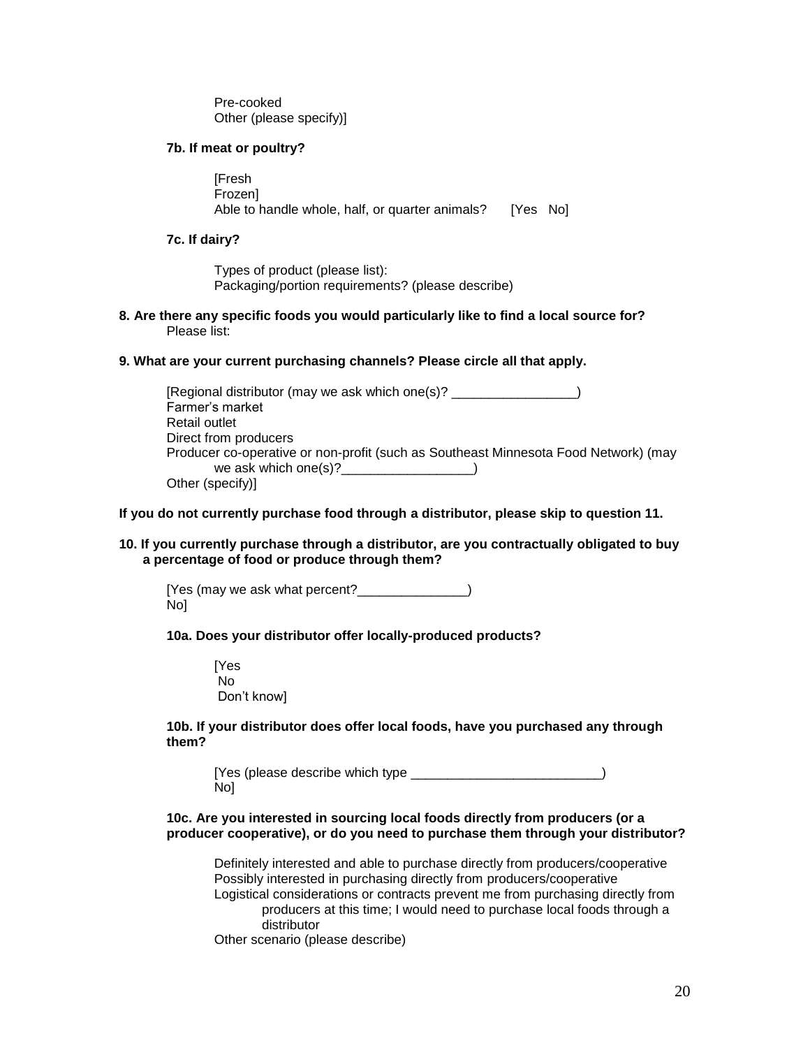Pre-cooked
Other (please specify)]

**7b. If meat or poultry?**

[Fresh
Frozen]
Able to handle whole, half, or quarter animals? [Yes No]

**7c. If dairy?**

Types of product (please list):
Packaging/portion requirements? (please describe)

**8. Are there any specific foods you would particularly like to find a local source for?**
Please list:

**9. What are your current purchasing channels? Please circle all that apply.**

[Regional distributor (may we ask which one(s)? _________________)
Farmer's market
Retail outlet
Direct from producers
Producer co-operative or non-profit (such as Southeast Minnesota Food Network) (may we ask which one(s)?_________________)
Other (specify)]

**If you do not currently purchase food through a distributor, please skip to question 11.**

**10. If you currently purchase through a distributor, are you contractually obligated to buy a percentage of food or produce through them?**

[Yes (may we ask what percent?_______________)
No]

**10a. Does your distributor offer locally-produced products?**

[Yes
No
Don't know]

**10b. If your distributor does offer local foods, have you purchased any through them?**

[Yes (please describe which type __________________________)
No]

**10c. Are you interested in sourcing local foods directly from producers (or a producer cooperative), or do you need to purchase them through your distributor?**

Definitely interested and able to purchase directly from producers/cooperative
Possibly interested in purchasing directly from producers/cooperative
Logistical considerations or contracts prevent me from purchasing directly from producers at this time; I would need to purchase local foods through a distributor
Other scenario (please describe)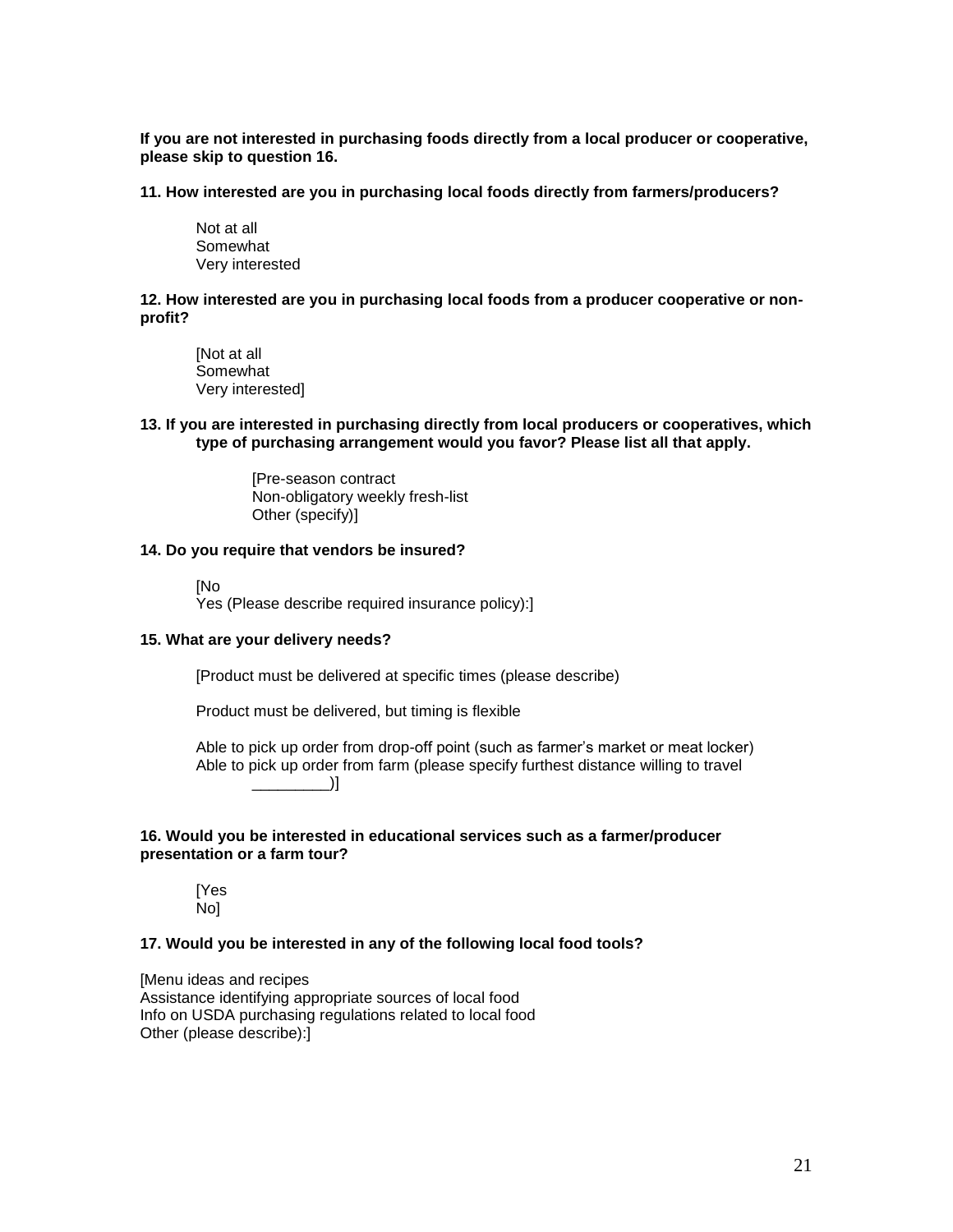**If you are not interested in purchasing foods directly from a local producer or cooperative, please skip to question 16.**

**11. How interested are you in purchasing local foods directly from farmers/producers?**

Not at all
Somewhat
Very interested

**12. How interested are you in purchasing local foods from a producer cooperative or non-profit?**

[Not at all
Somewhat
Very interested]

**13. If you are interested in purchasing directly from local producers or cooperatives, which type of purchasing arrangement would you favor? Please list all that apply.**

[Pre-season contract
Non-obligatory weekly fresh-list
Other (specify)]

**14. Do you require that vendors be insured?**

[No
Yes (Please describe required insurance policy):]

**15. What are your delivery needs?**

[Product must be delivered at specific times (please describe)

Product must be delivered, but timing is flexible

Able to pick up order from drop-off point (such as farmer's market or meat locker)
Able to pick up order from farm (please specify furthest distance willing to travel _________)]

**16. Would you be interested in educational services such as a farmer/producer presentation or a farm tour?**

[Yes
No]

**17. Would you be interested in any of the following local food tools?**

[Menu ideas and recipes
Assistance identifying appropriate sources of local food
Info on USDA purchasing regulations related to local food
Other (please describe):]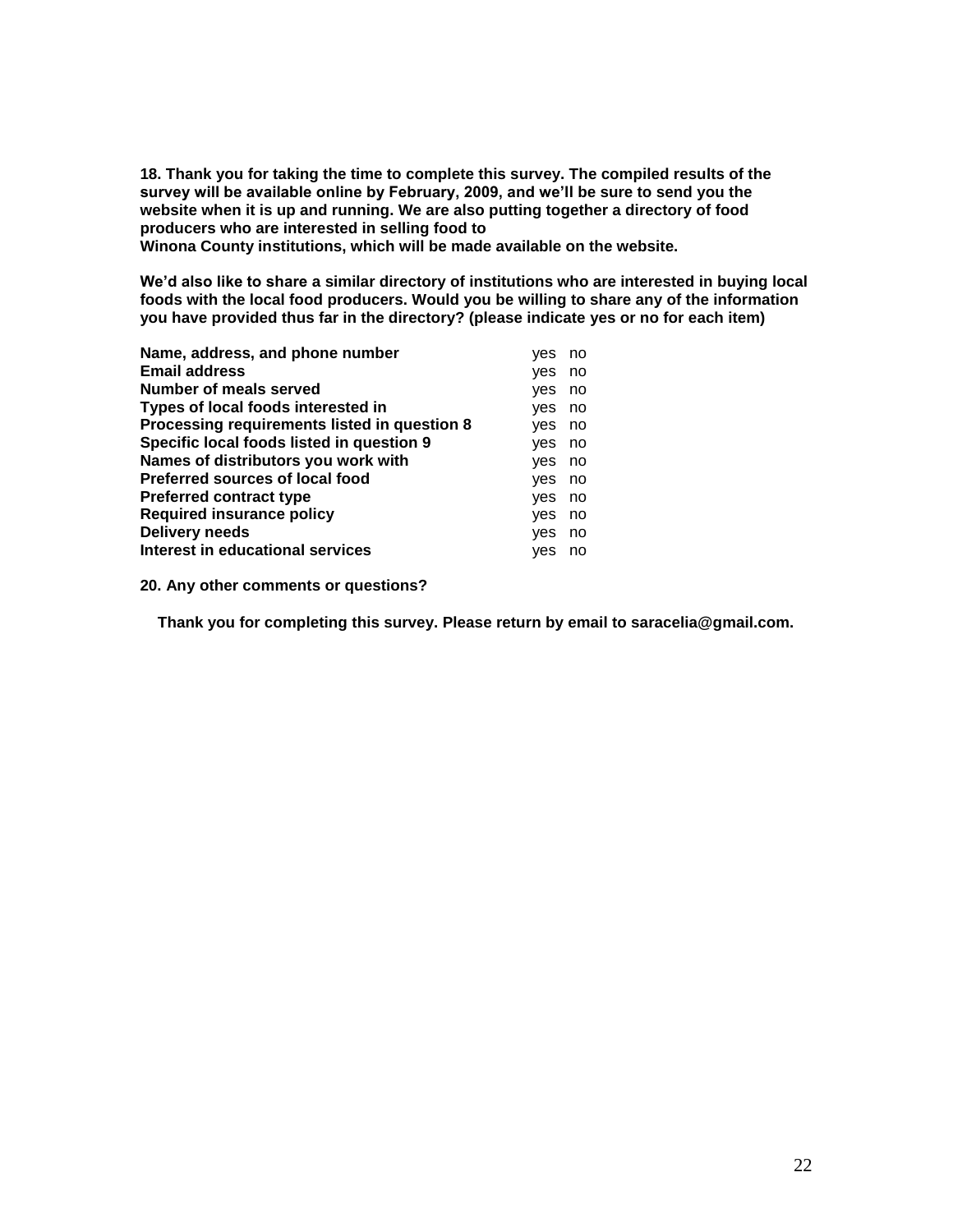**18. Thank you for taking the time to complete this survey. The compiled results of the survey will be available online by February, 2009, and we'll be sure to send you the website when it is up and running. We are also putting together a directory of food producers who are interested in selling food to Winona County institutions, which will be made available on the website.**

**We'd also like to share a similar directory of institutions who are interested in buying local foods with the local food producers. Would you be willing to share any of the information you have provided thus far in the directory? (please indicate yes or no for each item)**

| | |
|---|---|
| **Name, address, and phone number** | yes no |
| **Email address** | yes no |
| **Number of meals served** | yes no |
| **Types of local foods interested in** | yes no |
| **Processing requirements listed in question 8** | yes no |
| **Specific local foods listed in question 9** | yes no |
| **Names of distributors you work with** | yes no |
| **Preferred sources of local food** | yes no |
| **Preferred contract type** | yes no |
| **Required insurance policy** | yes no |
| **Delivery needs** | yes no |
| **Interest in educational services** | yes no |

**20. Any other comments or questions?**

**Thank you for completing this survey. Please return by email to saracelia@gmail.com.**